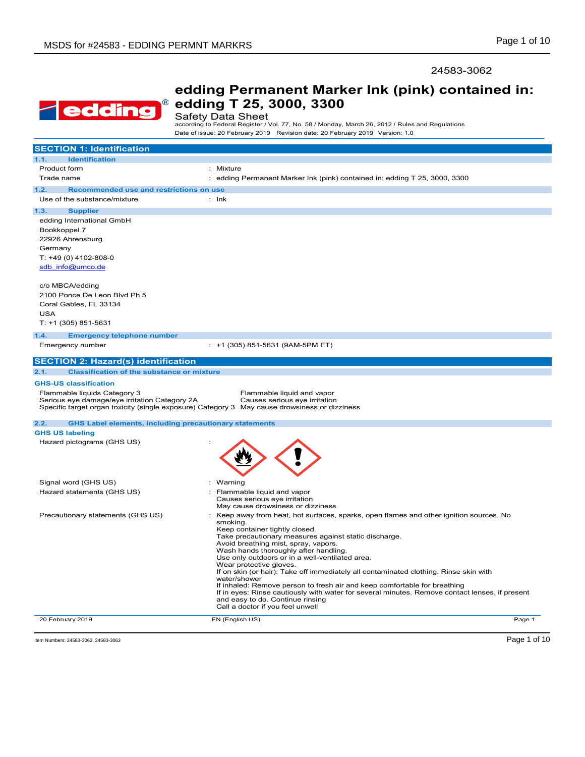24583-3062

# edding Permanent Marker Ink (pink) contained in: edding T 25, 3000, 3300

Safety Data Sheet

according to Federal Register / Vol. 77, No. 58 / Monday, March 26, 2012 / Rules and Regulations

Date of issue: 20 February 2019 Revision date: 20 February 2019 Version: 1.0

## SECTION 1: Identification

### 1.1. Identification

| | |
|---|---|
| Product form | : Mixture |
| Trade name | : edding Permanent Marker Ink (pink) contained in: edding T 25, 3000, 3300 |

### 1.2. Recommended use and restrictions on use

| | |
|---|---|
| Use of the substance/mixture | : Ink |

### 1.3. Supplier

edding International GmbH
Bookkoppel 7
22926 Ahrensburg
Germany
T: +49 (0) 4102-808-0
sdb_info@umco.de

c/o MBCA/edding
2100 Ponce De Leon Blvd Ph 5
Coral Gables, FL 33134
USA
T: +1 (305) 851-5631

### 1.4. Emergency telephone number

| | |
|---|---|
| Emergency number | : +1 (305) 851-5631 (9AM-5PM ET) |

## SECTION 2: Hazard(s) identification

### 2.1. Classification of the substance or mixture

**GHS-US classification**

| | |
|---|---|
| Flammable liquids Category 3 | Flammable liquid and vapor |
| Serious eye damage/eye irritation Category 2A | Causes serious eye irritation |
| Specific target organ toxicity (single exposure) Category 3 | May cause drowsiness or dizziness |

### 2.2. GHS Label elements, including precautionary statements

**GHS US labeling**

Hazard pictograms (GHS US) :

Signal word (GHS US) : Warning

Hazard statements (GHS US) :
Flammable liquid and vapor
Causes serious eye irritation
May cause drowsiness or dizziness

Precautionary statements (GHS US) :
Keep away from heat, hot surfaces, sparks, open flames and other ignition sources. No smoking.
Keep container tightly closed.
Take precautionary measures against static discharge.
Avoid breathing mist, spray, vapors.
Wash hands thoroughly after handling.
Use only outdoors or in a well-ventilated area.
Wear protective gloves.
If on skin (or hair): Take off immediately all contaminated clothing. Rinse skin with water/shower
If inhaled: Remove person to fresh air and keep comfortable for breathing
If in eyes: Rinse cautiously with water for several minutes. Remove contact lenses, if present and easy to do. Continue rinsing
Call a doctor if you feel unwell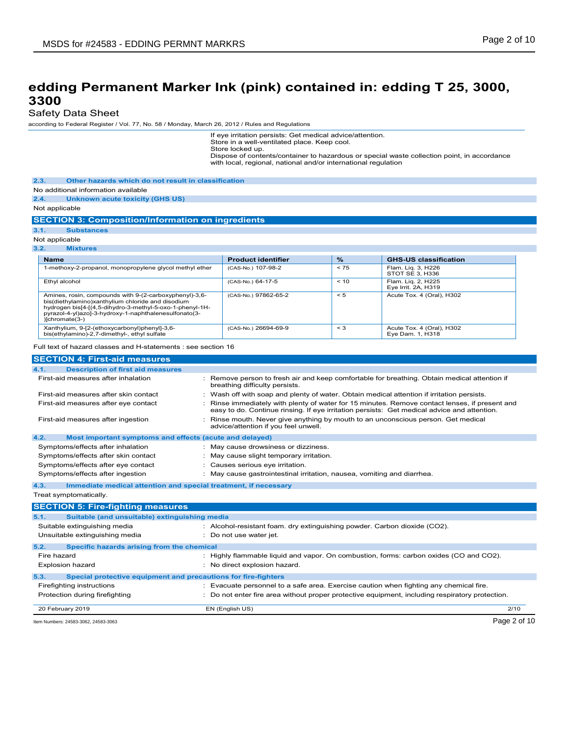If eye irritation persists: Get medical advice/attention.
Store in a well-ventilated place. Keep cool.
Store locked up.
Dispose of contents/container to hazardous or special waste collection point, in accordance with local, regional, national and/or international regulation

### 2.3. Other hazards which do not result in classification

No additional information available

### 2.4. Unknown acute toxicity (GHS US)

Not applicable

## SECTION 3: Composition/Information on ingredients

### 3.1. Substances

Not applicable

### 3.2. Mixtures

| Name | Product identifier | % | GHS-US classification |
|---|---|---|---|
| 1-methoxy-2-propanol, monopropylene glycol methyl ether | (CAS-No.) 107-98-2 | < 75 | Flam. Liq. 3, H226<br>STOT SE 3, H336 |
| Ethyl alcohol | (CAS-No.) 64-17-5 | < 10 | Flam. Liq. 2, H225<br>Eye Irrit. 2A, H319 |
| Amines, rosin, compounds with 9-(2-carboxyphenyl)-3,6-bis(diethylamino)xanthylium chloride and disodium hydrogen bis[4-[(4,5-dihydro-3-methyl-5-oxo-1-phenyl-1H-pyrazol-4-yl)azo]-3-hydroxy-1-naphthalenesulfonato(3-)]chromate(3-) | (CAS-No.) 97862-65-2 | < 5 | Acute Tox. 4 (Oral), H302 |
| Xanthylium, 9-[2-(ethoxycarbonyl)phenyl]-3,6-bis(ethylamino)-2,7-dimethyl-, ethyl sulfate | (CAS-No.) 26694-69-9 | < 3 | Acute Tox. 4 (Oral), H302<br>Eye Dam. 1, H318 |

Full text of hazard classes and H-statements : see section 16

## SECTION 4: First-aid measures

### 4.1. Description of first aid measures

| | |
|---|---|
| First-aid measures after inhalation | : Remove person to fresh air and keep comfortable for breathing. Obtain medical attention if breathing difficulty persists. |
| First-aid measures after skin contact | : Wash off with soap and plenty of water. Obtain medical attention if irritation persists. |
| First-aid measures after eye contact | : Rinse immediately with plenty of water for 15 minutes. Remove contact lenses, if present and easy to do. Continue rinsing. If eye irritation persists: Get medical advice and attention. |
| First-aid measures after ingestion | : Rinse mouth. Never give anything by mouth to an unconscious person. Get medical advice/attention if you feel unwell. |

### 4.2. Most important symptoms and effects (acute and delayed)

| | |
|---|---|
| Symptoms/effects after inhalation | : May cause drowsiness or dizziness. |
| Symptoms/effects after skin contact | : May cause slight temporary irritation. |
| Symptoms/effects after eye contact | : Causes serious eye irritation. |
| Symptoms/effects after ingestion | : May cause gastrointestinal irritation, nausea, vomiting and diarrhea. |

### 4.3. Immediate medical attention and special treatment, if necessary

Treat symptomatically.

## SECTION 5: Fire-fighting measures

### 5.1. Suitable (and unsuitable) extinguishing media

| | |
|---|---|
| Suitable extinguishing media | : Alcohol-resistant foam. dry extinguishing powder. Carbon dioxide ($CO_2$). |
| Unsuitable extinguishing media | : Do not use water jet. |

### 5.2. Specific hazards arising from the chemical

| | |
|---|---|
| Fire hazard | : Highly flammable liquid and vapor. On combustion, forms: carbon oxides (CO and $CO_2$). |
| Explosion hazard | : No direct explosion hazard. |

### 5.3. Special protective equipment and precautions for fire-fighters

| | |
|---|---|
| Firefighting instructions | : Evacuate personnel to a safe area. Exercise caution when fighting any chemical fire. |
| Protection during firefighting | : Do not enter fire area without proper protective equipment, including respiratory protection. |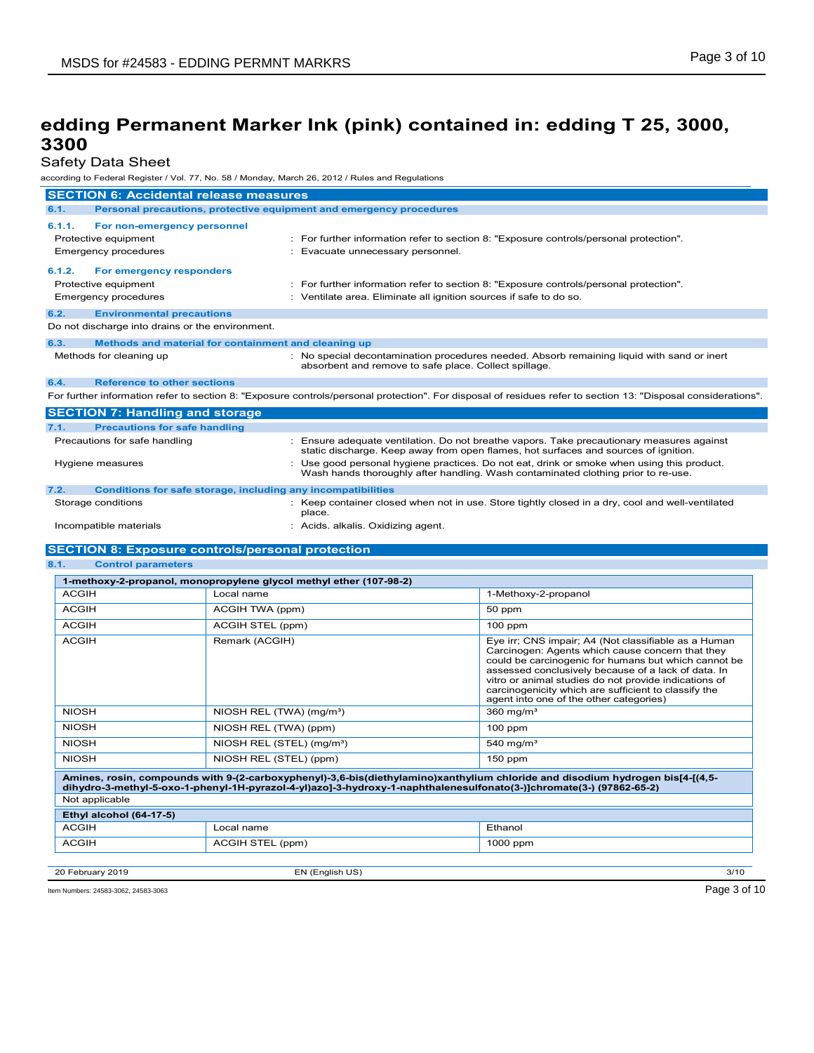# edding Permanent Marker Ink (pink) contained in: edding T 25, 3000, 3300

Safety Data Sheet

according to Federal Register / Vol. 77, No. 58 / Monday, March 26, 2012 / Rules and Regulations

## SECTION 6: Accidental release measures

### 6.1. Personal precautions, protective equipment and emergency procedures

#### 6.1.1. For non-emergency personnel

Protective equipment : For further information refer to section 8: "Exposure controls/personal protection".

Emergency procedures : Evacuate unnecessary personnel.

#### 6.1.2. For emergency responders

Protective equipment : For further information refer to section 8: "Exposure controls/personal protection".

Emergency procedures : Ventilate area. Eliminate all ignition sources if safe to do so.

### 6.2. Environmental precautions

Do not discharge into drains or the environment.

### 6.3. Methods and material for containment and cleaning up

Methods for cleaning up : No special decontamination procedures needed. Absorb remaining liquid with sand or inert absorbent and remove to safe place. Collect spillage.

### 6.4. Reference to other sections

For further information refer to section 8: "Exposure controls/personal protection". For disposal of residues refer to section 13: "Disposal considerations".

## SECTION 7: Handling and storage

### 7.1. Precautions for safe handling

Precautions for safe handling : Ensure adequate ventilation. Do not breathe vapors. Take precautionary measures against static discharge. Keep away from open flames, hot surfaces and sources of ignition.

Hygiene measures : Use good personal hygiene practices. Do not eat, drink or smoke when using this product. Wash hands thoroughly after handling. Wash contaminated clothing prior to re-use.

### 7.2. Conditions for safe storage, including any incompatibilities

Storage conditions : Keep container closed when not in use. Store tightly closed in a dry, cool and well-ventilated place.

Incompatible materials : Acids. alkalis. Oxidizing agent.

## SECTION 8: Exposure controls/personal protection

### 8.1. Control parameters

| 1-methoxy-2-propanol, monopropylene glycol methyl ether (107-98-2) | | |
|---|---|---|
| ACGIH | Local name | 1-Methoxy-2-propanol |
| ACGIH | ACGIH TWA (ppm) | 50 ppm |
| ACGIH | ACGIH STEL (ppm) | 100 ppm |
| ACGIH | Remark (ACGIH) | Eye irr; CNS impair; A4 (Not classifiable as a Human Carcinogen: Agents which cause concern that they could be carcinogenic for humans but which cannot be assessed conclusively because of a lack of data. In vitro or animal studies do not provide indications of carcinogenicity which are sufficient to classify the agent into one of the other categories) |
| NIOSH | NIOSH REL (TWA) (mg/m³) | 360 mg/m³ |
| NIOSH | NIOSH REL (TWA) (ppm) | 100 ppm |
| NIOSH | NIOSH REL (STEL) (mg/m³) | 540 mg/m³ |
| NIOSH | NIOSH REL (STEL) (ppm) | 150 ppm |

| Amines, rosin, compounds with 9-(2-carboxyphenyl)-3,6-bis(diethylamino)xanthylium chloride and disodium hydrogen bis[4-[(4,5-dihydro-3-methyl-5-oxo-1-phenyl-1H-pyrazol-4-yl)azo]-3-hydroxy-1-naphthalenesulfonato(3-)]chromate(3-) (97862-65-2) |
|---|
| Not applicable |

| Ethyl alcohol (64-17-5) | | |
|---|---|---|
| ACGIH | Local name | Ethanol |
| ACGIH | ACGIH STEL (ppm) | 1000 ppm |

20 February 2019 EN (English US)

Item Numbers: 24583-3062, 24583-3063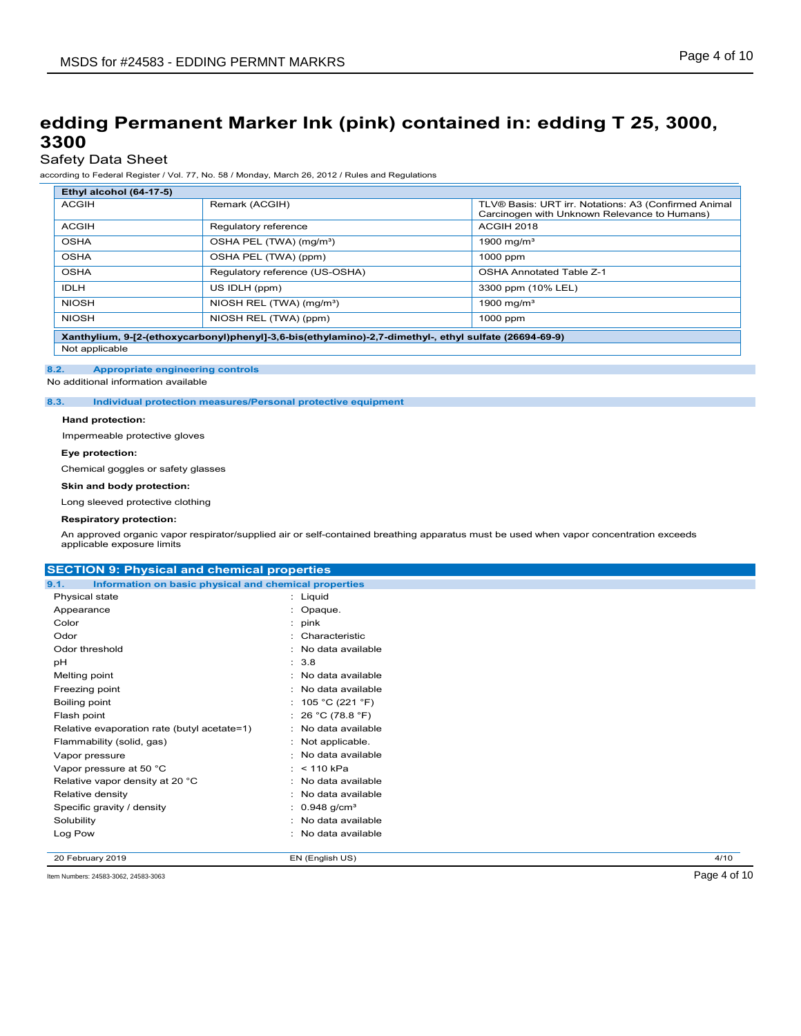# edding Permanent Marker Ink (pink) contained in: edding T 25, 3000, 3300

Safety Data Sheet

according to Federal Register / Vol. 77, No. 58 / Monday, March 26, 2012 / Rules and Regulations

| **Ethyl alcohol (64-17-5)** | | |
|---|---|---|
| ACGIH | Remark (ACGIH) | TLV® Basis: URT irr. Notations: A3 (Confirmed Animal Carcinogen with Unknown Relevance to Humans) |
| ACGIH | Regulatory reference | ACGIH 2018 |
| OSHA | OSHA PEL (TWA) (mg/m³) | 1900 mg/m³ |
| OSHA | OSHA PEL (TWA) (ppm) | 1000 ppm |
| OSHA | Regulatory reference (US-OSHA) | OSHA Annotated Table Z-1 |
| IDLH | US IDLH (ppm) | 3300 ppm (10% LEL) |
| NIOSH | NIOSH REL (TWA) (mg/m³) | 1900 mg/m³ |
| NIOSH | NIOSH REL (TWA) (ppm) | 1000 ppm |

| **Xanthylium, 9-[2-(ethoxycarbonyl)phenyl]-3,6-bis(ethylamino)-2,7-dimethyl-, ethyl sulfate (26694-69-9)** |
|---|
| Not applicable |

### 8.2. Appropriate engineering controls

No additional information available

### 8.3. Individual protection measures/Personal protective equipment

**Hand protection:**

Impermeable protective gloves

**Eye protection:**

Chemical goggles or safety glasses

**Skin and body protection:**

Long sleeved protective clothing

**Respiratory protection:**

An approved organic vapor respirator/supplied air or self-contained breathing apparatus must be used when vapor concentration exceeds applicable exposure limits

## SECTION 9: Physical and chemical properties

### 9.1. Information on basic physical and chemical properties

| | |
|---|---|
| Physical state | : Liquid |
| Appearance | : Opaque. |
| Color | : pink |
| Odor | : Characteristic |
| Odor threshold | : No data available |
| pH | : 3.8 |
| Melting point | : No data available |
| Freezing point | : No data available |
| Boiling point | : 105 °C (221 °F) |
| Flash point | : 26 °C (78.8 °F) |
| Relative evaporation rate (butyl acetate=1) | : No data available |
| Flammability (solid, gas) | : Not applicable. |
| Vapor pressure | : No data available |
| Vapor pressure at 50 °C | : < 110 kPa |
| Relative vapor density at 20 °C | : No data available |
| Relative density | : No data available |
| Specific gravity / density | : 0.948 g/cm³ |
| Solubility | : No data available |
| Log Pow | : No data available |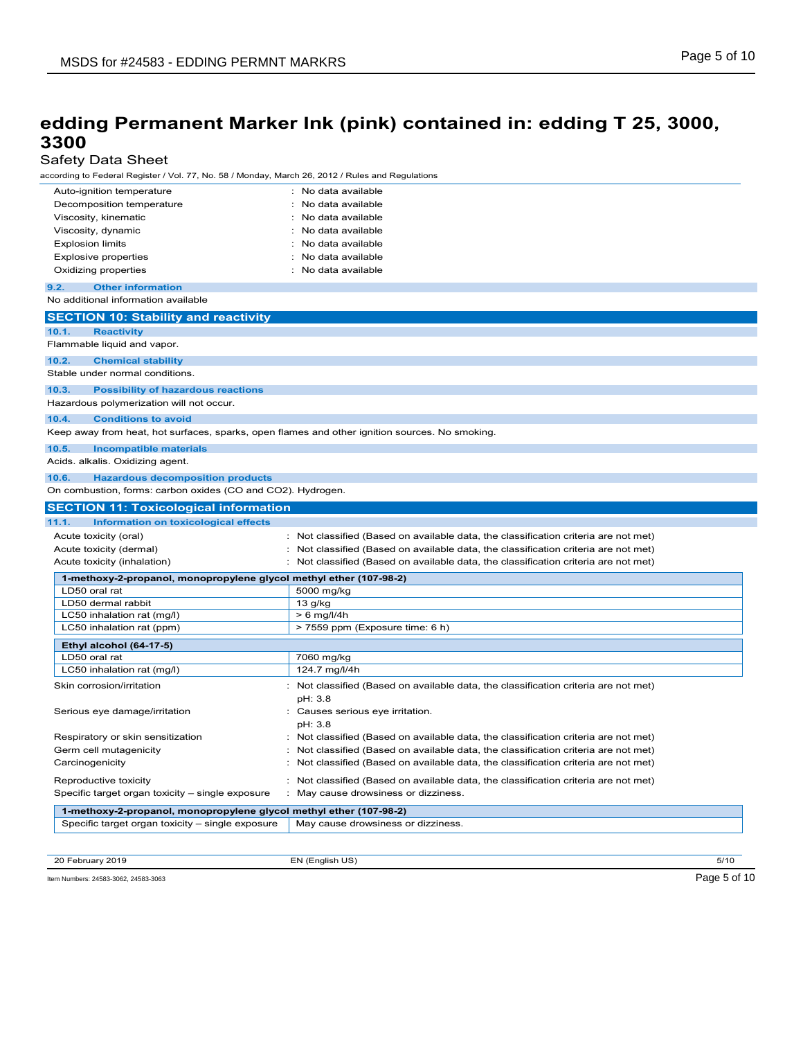# edding Permanent Marker Ink (pink) contained in: edding T 25, 3000, 3300

Safety Data Sheet

according to Federal Register / Vol. 77, No. 58 / Monday, March 26, 2012 / Rules and Regulations

| | |
|---|---|
| Auto-ignition temperature | : No data available |
| Decomposition temperature | : No data available |
| Viscosity, kinematic | : No data available |
| Viscosity, dynamic | : No data available |
| Explosion limits | : No data available |
| Explosive properties | : No data available |
| Oxidizing properties | : No data available |

### 9.2. Other information

No additional information available

## SECTION 10: Stability and reactivity

### 10.1. Reactivity

Flammable liquid and vapor.

### 10.2. Chemical stability

Stable under normal conditions.

### 10.3. Possibility of hazardous reactions

Hazardous polymerization will not occur.

### 10.4. Conditions to avoid

Keep away from heat, hot surfaces, sparks, open flames and other ignition sources. No smoking.

### 10.5. Incompatible materials

Acids. alkalis. Oxidizing agent.

### 10.6. Hazardous decomposition products

On combustion, forms: carbon oxides (CO and $CO_2$). Hydrogen.

## SECTION 11: Toxicological information

### 11.1. Information on toxicological effects

| | |
|---|---|
| Acute toxicity (oral) | : Not classified (Based on available data, the classification criteria are not met) |
| Acute toxicity (dermal) | : Not classified (Based on available data, the classification criteria are not met) |
| Acute toxicity (inhalation) | : Not classified (Based on available data, the classification criteria are not met) |

| **1-methoxy-2-propanol, monopropylene glycol methyl ether (107-98-2)** | |
|---|---|
| LD50 oral rat | 5000 mg/kg |
| LD50 dermal rabbit | 13 g/kg |
| LC50 inhalation rat (mg/l) | > 6 mg/l/4h |
| LC50 inhalation rat (ppm) | > 7559 ppm (Exposure time: 6 h) |

| **Ethyl alcohol (64-17-5)** | |
|---|---|
| LD50 oral rat | 7060 mg/kg |
| LC50 inhalation rat (mg/l) | 124.7 mg/l/4h |

| | |
|---|---|
| Skin corrosion/irritation | : Not classified (Based on available data, the classification criteria are not met)<br>pH: 3.8 |
| Serious eye damage/irritation | : Causes serious eye irritation.<br>pH: 3.8 |
| Respiratory or skin sensitization | : Not classified (Based on available data, the classification criteria are not met) |
| Germ cell mutagenicity | : Not classified (Based on available data, the classification criteria are not met) |
| Carcinogenicity | : Not classified (Based on available data, the classification criteria are not met) |
| Reproductive toxicity | : Not classified (Based on available data, the classification criteria are not met) |
| Specific target organ toxicity – single exposure | : May cause drowsiness or dizziness. |

| **1-methoxy-2-propanol, monopropylene glycol methyl ether (107-98-2)** | |
|---|---|
| Specific target organ toxicity – single exposure | May cause drowsiness or dizziness. |

20 February 2019 EN (English US)

Item Numbers: 24583-3062, 24583-3063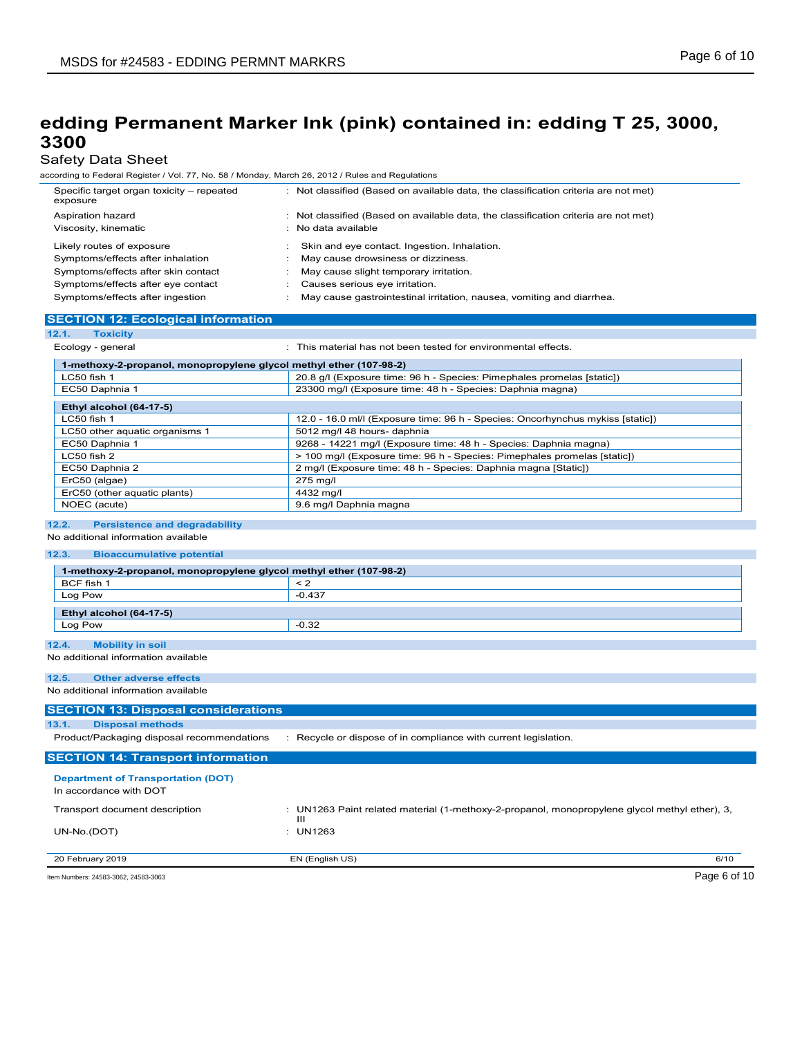# edding Permanent Marker Ink (pink) contained in: edding T 25, 3000, 3300

Safety Data Sheet

according to Federal Register / Vol. 77, No. 58 / Monday, March 26, 2012 / Rules and Regulations

| | |
|---|---|
| Specific target organ toxicity – repeated exposure | : Not classified (Based on available data, the classification criteria are not met) |
| Aspiration hazard | : Not classified (Based on available data, the classification criteria are not met) |
| Viscosity, kinematic | : No data available |
| Likely routes of exposure | : Skin and eye contact. Ingestion. Inhalation. |
| Symptoms/effects after inhalation | : May cause drowsiness or dizziness. |
| Symptoms/effects after skin contact | : May cause slight temporary irritation. |
| Symptoms/effects after eye contact | : Causes serious eye irritation. |
| Symptoms/effects after ingestion | : May cause gastrointestinal irritation, nausea, vomiting and diarrhea. |

## SECTION 12: Ecological information

### 12.1. Toxicity

Ecology - general : This material has not been tested for environmental effects.

| **1-methoxy-2-propanol, monopropylene glycol methyl ether (107-98-2)** | |
|---|---|
| LC50 fish 1 | 20.8 g/l (Exposure time: 96 h - Species: Pimephales promelas [static]) |
| EC50 Daphnia 1 | 23300 mg/l (Exposure time: 48 h - Species: Daphnia magna) |

| **Ethyl alcohol (64-17-5)** | |
|---|---|
| LC50 fish 1 | 12.0 - 16.0 ml/l (Exposure time: 96 h - Species: Oncorhynchus mykiss [static]) |
| LC50 other aquatic organisms 1 | 5012 mg/l 48 hours- daphnia |
| EC50 Daphnia 1 | 9268 - 14221 mg/l (Exposure time: 48 h - Species: Daphnia magna) |
| LC50 fish 2 | > 100 mg/l (Exposure time: 96 h - Species: Pimephales promelas [static]) |
| EC50 Daphnia 2 | 2 mg/l (Exposure time: 48 h - Species: Daphnia magna [Static]) |
| ErC50 (algae) | 275 mg/l |
| ErC50 (other aquatic plants) | 4432 mg/l |
| NOEC (acute) | 9.6 mg/l Daphnia magna |

### 12.2. Persistence and degradability

No additional information available

### 12.3. Bioaccumulative potential

| **1-methoxy-2-propanol, monopropylene glycol methyl ether (107-98-2)** | |
|---|---|
| BCF fish 1 | < 2 |
| Log Pow | -0.437 |

| **Ethyl alcohol (64-17-5)** | |
|---|---|
| Log Pow | -0.32 |

### 12.4. Mobility in soil

No additional information available

### 12.5. Other adverse effects

No additional information available

## SECTION 13: Disposal considerations

### 13.1. Disposal methods

Product/Packaging disposal recommendations : Recycle or dispose of in compliance with current legislation.

## SECTION 14: Transport information

**Department of Transportation (DOT)**

In accordance with DOT

| | |
|---|---|
| Transport document description | : UN1263 Paint related material (1-methoxy-2-propanol, monopropylene glycol methyl ether), 3, III |
| UN-No.(DOT) | : UN1263 |

20 February 2019 EN (English US)

Item Numbers: 24583-3062, 24583-3063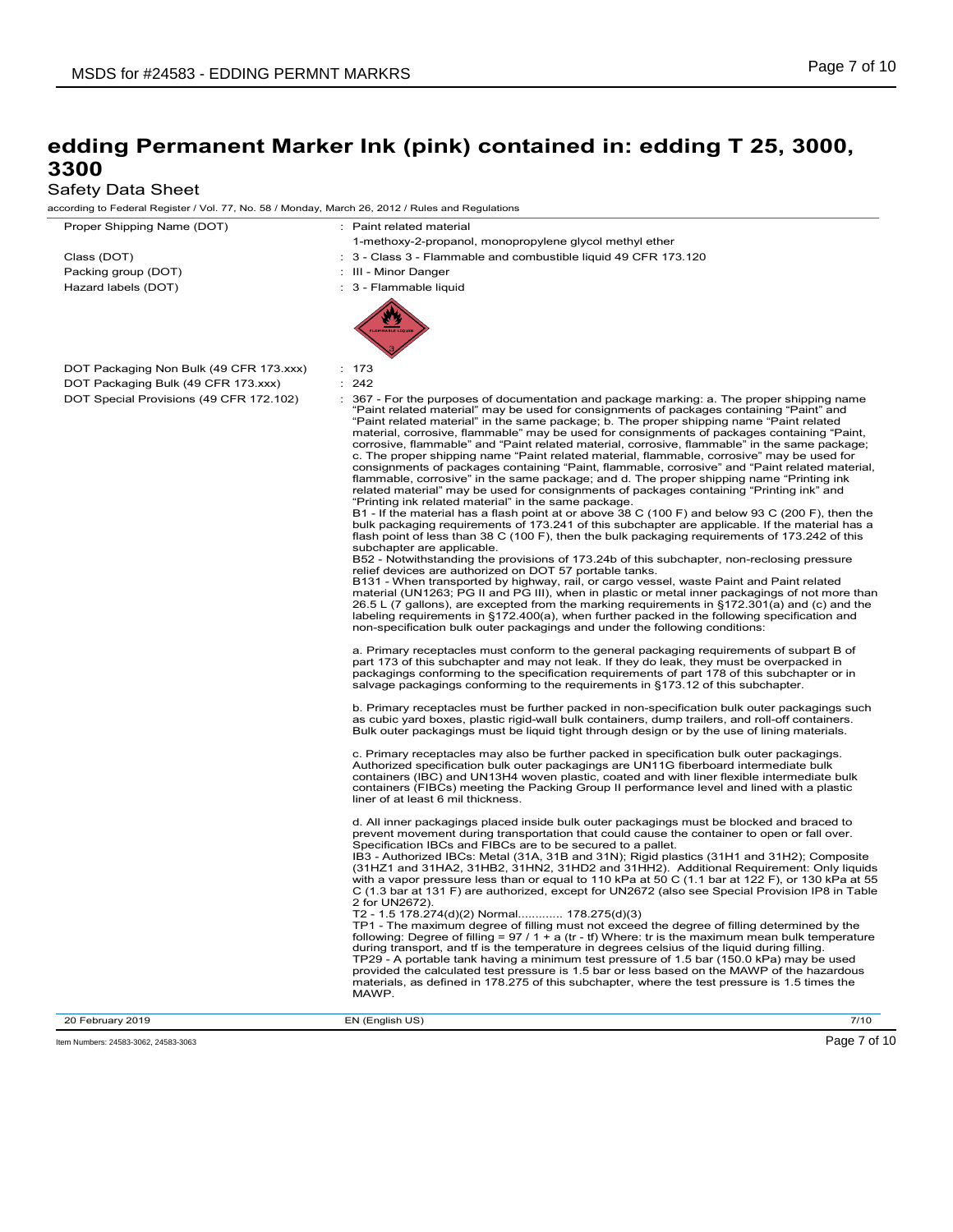# edding Permanent Marker Ink (pink) contained in: edding T 25, 3000, 3300

Safety Data Sheet

according to Federal Register / Vol. 77, No. 58 / Monday, March 26, 2012 / Rules and Regulations

| | |
|---|---|
| Proper Shipping Name (DOT) | : Paint related material<br>1-methoxy-2-propanol, monopropylene glycol methyl ether |
| Class (DOT) | : 3 - Class 3 - Flammable and combustible liquid 49 CFR 173.120 |
| Packing group (DOT) | : III - Minor Danger |
| Hazard labels (DOT) | : 3 - Flammable liquid |
| DOT Packaging Non Bulk (49 CFR 173.xxx) | : 173 |
| DOT Packaging Bulk (49 CFR 173.xxx) | : 242 |

DOT Special Provisions (49 CFR 172.102) : 367 - For the purposes of documentation and package marking: a. The proper shipping name "Paint related material" may be used for consignments of packages containing "Paint" and "Paint related material" in the same package; b. The proper shipping name "Paint related material, corrosive, flammable" may be used for consignments of packages containing "Paint, corrosive, flammable" and "Paint related material, corrosive, flammable" in the same package; c. The proper shipping name "Paint related material, flammable, corrosive" may be used for consignments of packages containing "Paint, flammable, corrosive" and "Paint related material, flammable, corrosive" in the same package; and d. The proper shipping name "Printing ink related material" may be used for consignments of packages containing "Printing ink" and "Printing ink related material" in the same package.

B1 - If the material has a flash point at or above 38 C (100 F) and below 93 C (200 F), then the bulk packaging requirements of 173.241 of this subchapter are applicable. If the material has a flash point of less than 38 C (100 F), then the bulk packaging requirements of 173.242 of this subchapter are applicable.

B52 - Notwithstanding the provisions of 173.24b of this subchapter, non-reclosing pressure relief devices are authorized on DOT 57 portable tanks.

B131 - When transported by highway, rail, or cargo vessel, waste Paint and Paint related material (UN1263; PG II and PG III), when in plastic or metal inner packagings of not more than 26.5 L (7 gallons), are excepted from the marking requirements in §172.301(a) and (c) and the labeling requirements in §172.400(a), when further packed in the following specification and non-specification bulk outer packagings and under the following conditions:

a. Primary receptacles must conform to the general packaging requirements of subpart B of part 173 of this subchapter and may not leak. If they do leak, they must be overpacked in packagings conforming to the specification requirements of part 178 of this subchapter or in salvage packagings conforming to the requirements in §173.12 of this subchapter.

b. Primary receptacles must be further packed in non-specification bulk outer packagings such as cubic yard boxes, plastic rigid-wall bulk containers, dump trailers, and roll-off containers. Bulk outer packagings must be liquid tight through design or by the use of lining materials.

c. Primary receptacles may also be further packed in specification bulk outer packagings. Authorized specification bulk outer packagings are UN11G fiberboard intermediate bulk containers (IBC) and UN13H4 woven plastic, coated and with liner flexible intermediate bulk containers (FIBCs) meeting the Packing Group II performance level and lined with a plastic liner of at least 6 mil thickness.

d. All inner packagings placed inside bulk outer packagings must be blocked and braced to prevent movement during transportation that could cause the container to open or fall over. Specification IBCs and FIBCs are to be secured to a pallet.

IB3 - Authorized IBCs: Metal (31A, 31B and 31N); Rigid plastics (31H1 and 31H2); Composite (31HZ1 and 31HA2, 31HB2, 31HN2, 31HD2 and 31HH2). Additional Requirement: Only liquids with a vapor pressure less than or equal to 110 kPa at 50 C (1.1 bar at 122 F), or 130 kPa at 55 C (1.3 bar at 131 F) are authorized, except for UN2672 (also see Special Provision IP8 in Table 2 for UN2672).

T2 - 1.5 178.274(d)(2) Normal............ 178.275(d)(3)

TP1 - The maximum degree of filling must not exceed the degree of filling determined by the following: Degree of filling = 97 / 1 + a (tr - tf) Where: tr is the maximum mean bulk temperature during transport, and tf is the temperature in degrees celsius of the liquid during filling.

TP29 - A portable tank having a minimum test pressure of 1.5 bar (150.0 kPa) may be used provided the calculated test pressure is 1.5 bar or less based on the MAWP of the hazardous materials, as defined in 178.275 of this subchapter, where the test pressure is 1.5 times the MAWP.

20 February 2019 | EN (English US)

Item Numbers: 24583-3062, 24583-3063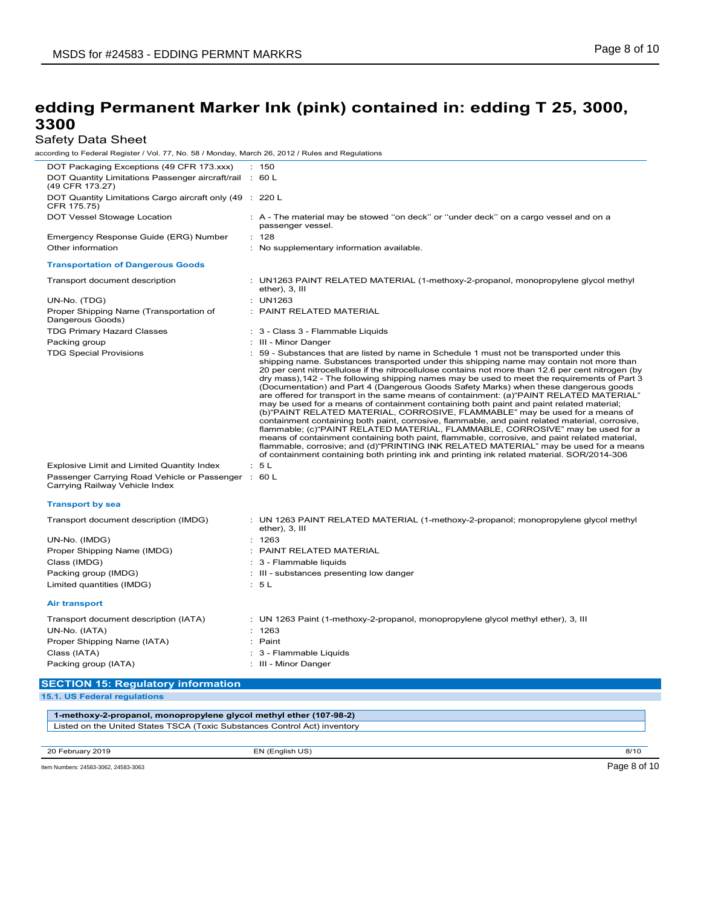# edding Permanent Marker Ink (pink) contained in: edding T 25, 3000, 3300

Safety Data Sheet

according to Federal Register / Vol. 77, No. 58 / Monday, March 26, 2012 / Rules and Regulations

| | |
|---|---|
| DOT Packaging Exceptions (49 CFR 173.xxx) | : 150 |
| DOT Quantity Limitations Passenger aircraft/rail (49 CFR 173.27) | : 60 L |
| DOT Quantity Limitations Cargo aircraft only (49 CFR 175.75) | : 220 L |
| DOT Vessel Stowage Location | : A - The material may be stowed ''on deck'' or ''under deck'' on a cargo vessel and on a passenger vessel. |
| Emergency Response Guide (ERG) Number | : 128 |
| Other information | : No supplementary information available. |

**Transportation of Dangerous Goods**

| | |
|---|---|
| Transport document description | : UN1263 PAINT RELATED MATERIAL (1-methoxy-2-propanol, monopropylene glycol methyl ether), 3, III |
| UN-No. (TDG) | : UN1263 |
| Proper Shipping Name (Transportation of Dangerous Goods) | : PAINT RELATED MATERIAL |
| TDG Primary Hazard Classes | : 3 - Class 3 - Flammable Liquids |
| Packing group | : III - Minor Danger |
| TDG Special Provisions | : 59 - Substances that are listed by name in Schedule 1 must not be transported under this shipping name. Substances transported under this shipping name may contain not more than 20 per cent nitrocellulose if the nitrocellulose contains not more than 12.6 per cent nitrogen (by dry mass),142 - The following shipping names may be used to meet the requirements of Part 3 (Documentation) and Part 4 (Dangerous Goods Safety Marks) when these dangerous goods are offered for transport in the same means of containment: (a)"PAINT RELATED MATERIAL" may be used for a means of containment containing both paint and paint related material; (b)"PAINT RELATED MATERIAL, CORROSIVE, FLAMMABLE" may be used for a means of containment containing both paint, corrosive, flammable, and paint related material, corrosive, flammable; (c)"PAINT RELATED MATERIAL, FLAMMABLE, CORROSIVE" may be used for a means of containment containing both paint, flammable, corrosive, and paint related material, flammable, corrosive; and (d)"PRINTING INK RELATED MATERIAL" may be used for a means of containment containing both printing ink and printing ink related material. SOR/2014-306 |
| Explosive Limit and Limited Quantity Index | : 5 L |
| Passenger Carrying Road Vehicle or Passenger Carrying Railway Vehicle Index | : 60 L |

**Transport by sea**

| | |
|---|---|
| Transport document description (IMDG) | : UN 1263 PAINT RELATED MATERIAL (1-methoxy-2-propanol; monopropylene glycol methyl ether), 3, III |
| UN-No. (IMDG) | : 1263 |
| Proper Shipping Name (IMDG) | : PAINT RELATED MATERIAL |
| Class (IMDG) | : 3 - Flammable liquids |
| Packing group (IMDG) | : III - substances presenting low danger |
| Limited quantities (IMDG) | : 5 L |

**Air transport**

| | |
|---|---|
| Transport document description (IATA) | : UN 1263 Paint (1-methoxy-2-propanol, monopropylene glycol methyl ether), 3, III |
| UN-No. (IATA) | : 1263 |
| Proper Shipping Name (IATA) | : Paint |
| Class (IATA) | : 3 - Flammable Liquids |
| Packing group (IATA) | : III - Minor Danger |

## SECTION 15: Regulatory information

### 15.1. US Federal regulations

| **1-methoxy-2-propanol, monopropylene glycol methyl ether (107-98-2)** |
|---|
| Listed on the United States TSCA (Toxic Substances Control Act) inventory |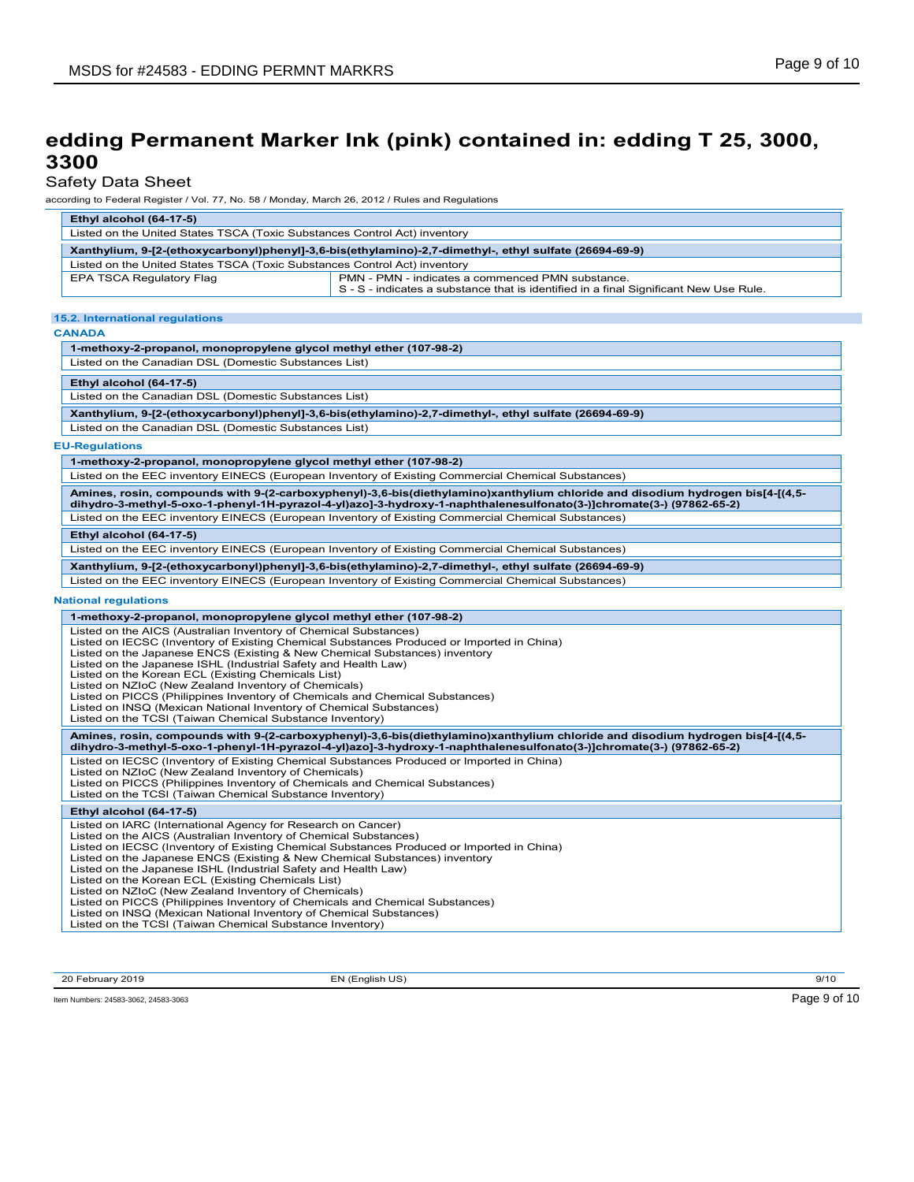# edding Permanent Marker Ink (pink) contained in: edding T 25, 3000, 3300

Safety Data Sheet

according to Federal Register / Vol. 77, No. 58 / Monday, March 26, 2012 / Rules and Regulations

| Ethyl alcohol (64-17-5) | |
|---|---|
| Listed on the United States TSCA (Toxic Substances Control Act) inventory | |

| Xanthylium, 9-[2-(ethoxycarbonyl)phenyl]-3,6-bis(ethylamino)-2,7-dimethyl-, ethyl sulfate (26694-69-9) | |
|---|---|
| Listed on the United States TSCA (Toxic Substances Control Act) inventory | |
| EPA TSCA Regulatory Flag | PMN - PMN - indicates a commenced PMN substance.<br>S - S - indicates a substance that is identified in a final Significant New Use Rule. |

### 15.2. International regulations

**CANADA**

| 1-methoxy-2-propanol, monopropylene glycol methyl ether (107-98-2) |
|---|
| Listed on the Canadian DSL (Domestic Substances List) |

| Ethyl alcohol (64-17-5) |
|---|
| Listed on the Canadian DSL (Domestic Substances List) |

| Xanthylium, 9-[2-(ethoxycarbonyl)phenyl]-3,6-bis(ethylamino)-2,7-dimethyl-, ethyl sulfate (26694-69-9) |
|---|
| Listed on the Canadian DSL (Domestic Substances List) |

**EU-Regulations**

| 1-methoxy-2-propanol, monopropylene glycol methyl ether (107-98-2) |
|---|
| Listed on the EEC inventory EINECS (European Inventory of Existing Commercial Chemical Substances) |

| Amines, rosin, compounds with 9-(2-carboxyphenyl)-3,6-bis(diethylamino)xanthylium chloride and disodium hydrogen bis[4-[(4,5-dihydro-3-methyl-5-oxo-1-phenyl-1H-pyrazol-4-yl)azo]-3-hydroxy-1-naphthalenesulfonato(3-)]chromate(3-) (97862-65-2) |
|---|
| Listed on the EEC inventory EINECS (European Inventory of Existing Commercial Chemical Substances) |

| Ethyl alcohol (64-17-5) |
|---|
| Listed on the EEC inventory EINECS (European Inventory of Existing Commercial Chemical Substances) |

| Xanthylium, 9-[2-(ethoxycarbonyl)phenyl]-3,6-bis(ethylamino)-2,7-dimethyl-, ethyl sulfate (26694-69-9) |
|---|
| Listed on the EEC inventory EINECS (European Inventory of Existing Commercial Chemical Substances) |

**National regulations**

| 1-methoxy-2-propanol, monopropylene glycol methyl ether (107-98-2) |
|---|
| Listed on the AICS (Australian Inventory of Chemical Substances)<br>Listed on IECSC (Inventory of Existing Chemical Substances Produced or Imported in China)<br>Listed on the Japanese ENCS (Existing & New Chemical Substances) inventory<br>Listed on the Japanese ISHL (Industrial Safety and Health Law)<br>Listed on the Korean ECL (Existing Chemicals List)<br>Listed on NZIoC (New Zealand Inventory of Chemicals)<br>Listed on PICCS (Philippines Inventory of Chemicals and Chemical Substances)<br>Listed on INSQ (Mexican National Inventory of Chemical Substances)<br>Listed on the TCSI (Taiwan Chemical Substance Inventory) |

| Amines, rosin, compounds with 9-(2-carboxyphenyl)-3,6-bis(diethylamino)xanthylium chloride and disodium hydrogen bis[4-[(4,5-dihydro-3-methyl-5-oxo-1-phenyl-1H-pyrazol-4-yl)azo]-3-hydroxy-1-naphthalenesulfonato(3-)]chromate(3-) (97862-65-2) |
|---|
| Listed on IECSC (Inventory of Existing Chemical Substances Produced or Imported in China)<br>Listed on NZIoC (New Zealand Inventory of Chemicals)<br>Listed on PICCS (Philippines Inventory of Chemicals and Chemical Substances)<br>Listed on the TCSI (Taiwan Chemical Substance Inventory) |

| Ethyl alcohol (64-17-5) |
|---|
| Listed on IARC (International Agency for Research on Cancer)<br>Listed on the AICS (Australian Inventory of Chemical Substances)<br>Listed on IECSC (Inventory of Existing Chemical Substances Produced or Imported in China)<br>Listed on the Japanese ENCS (Existing & New Chemical Substances) inventory<br>Listed on the Japanese ISHL (Industrial Safety and Health Law)<br>Listed on the Korean ECL (Existing Chemicals List)<br>Listed on NZIoC (New Zealand Inventory of Chemicals)<br>Listed on PICCS (Philippines Inventory of Chemicals and Chemical Substances)<br>Listed on INSQ (Mexican National Inventory of Chemical Substances)<br>Listed on the TCSI (Taiwan Chemical Substance Inventory) |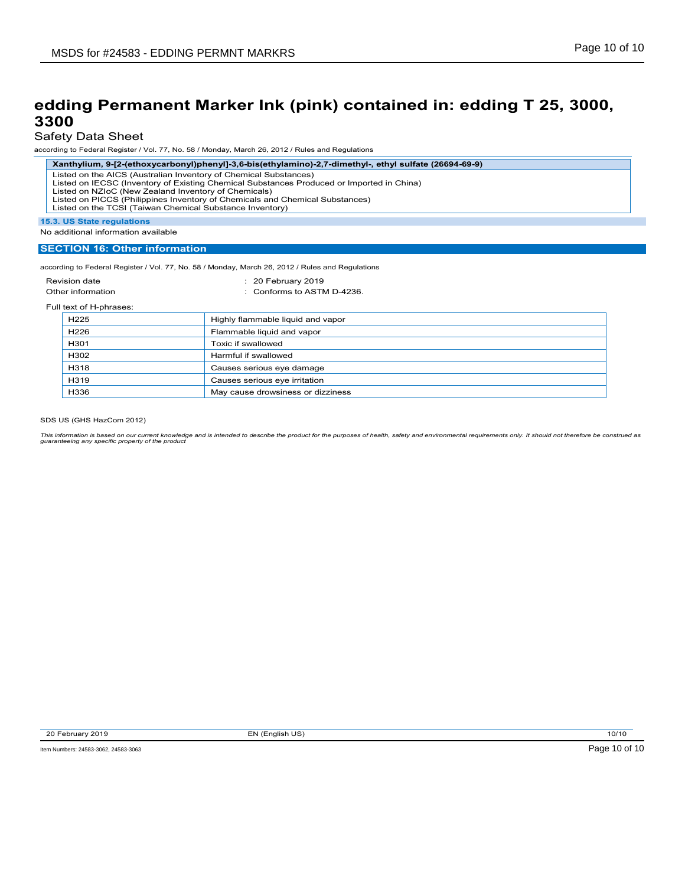# edding Permanent Marker Ink (pink) contained in: edding T 25, 3000, 3300

Safety Data Sheet

according to Federal Register / Vol. 77, No. 58 / Monday, March 26, 2012 / Rules and Regulations

| **Xanthylium, 9-[2-(ethoxycarbonyl)phenyl]-3,6-bis(ethylamino)-2,7-dimethyl-, ethyl sulfate (26694-69-9)** |
|---|
| Listed on the AICS (Australian Inventory of Chemical Substances)<br>Listed on IECSC (Inventory of Existing Chemical Substances Produced or Imported in China)<br>Listed on NZIoC (New Zealand Inventory of Chemicals)<br>Listed on PICCS (Philippines Inventory of Chemicals and Chemical Substances)<br>Listed on the TCSI (Taiwan Chemical Substance Inventory) |

### 15.3. US State regulations

No additional information available

## SECTION 16: Other information

according to Federal Register / Vol. 77, No. 58 / Monday, March 26, 2012 / Rules and Regulations

Revision date : 20 February 2019

Other information : Conforms to ASTM D-4236.

Full text of H-phrases:

| | |
|---|---|
| H225 | Highly flammable liquid and vapor |
| H226 | Flammable liquid and vapor |
| H301 | Toxic if swallowed |
| H302 | Harmful if swallowed |
| H318 | Causes serious eye damage |
| H319 | Causes serious eye irritation |
| H336 | May cause drowsiness or dizziness |

SDS US (GHS HazCom 2012)

*This information is based on our current knowledge and is intended to describe the product for the purposes of health, safety and environmental requirements only. It should not therefore be construed as guaranteeing any specific property of the product*

Item Numbers: 24583-3062, 24583-3063